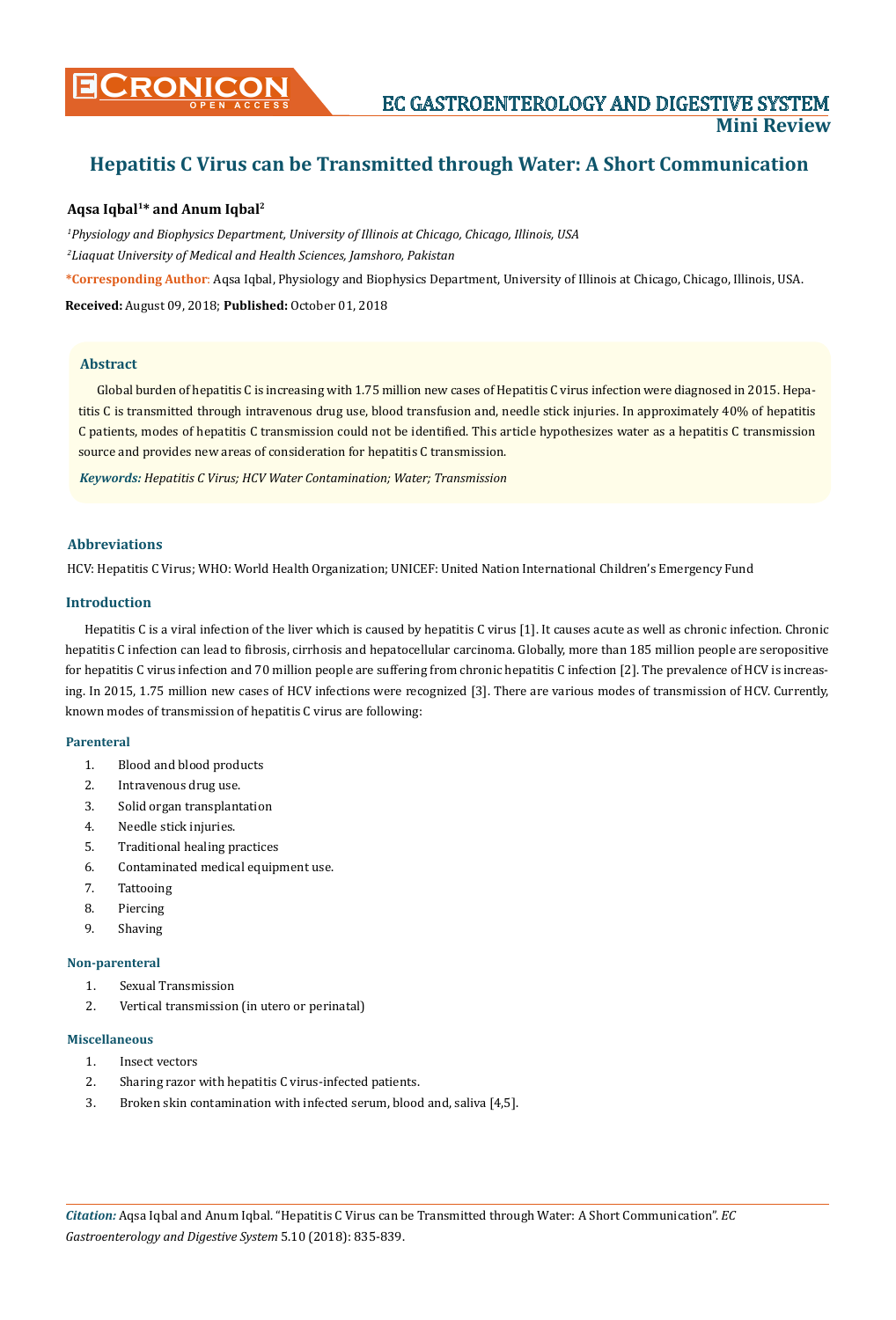# Hepatitis C Virus can be Transmitted through Water: A Short Communication

**Aqsa Iqbal[1]* and Anum Iqbal[2]**

[1]*Physiology and Biophysics Department, University of Illinois at Chicago, Chicago, Illinois, USA*

[2]*Liaquat University of Medical and Health Sciences, Jamshoro, Pakistan*

***Corresponding Author:** Aqsa Iqbal, Physiology and Biophysics Department, University of Illinois at Chicago, Chicago, Illinois, USA.

**Received:** August 09, 2018; **Published:** October 01, 2018

### Abstract

Global burden of hepatitis C is increasing with 1.75 million new cases of Hepatitis C virus infection were diagnosed in 2015. Hepatitis C is transmitted through intravenous drug use, blood transfusion and, needle stick injuries. In approximately 40% of hepatitis C patients, modes of hepatitis C transmission could not be identified. This article hypothesizes water as a hepatitis C transmission source and provides new areas of consideration for hepatitis C transmission.

***Keywords:*** *Hepatitis C Virus; HCV Water Contamination; Water; Transmission*

## Abbreviations

HCV: Hepatitis C Virus; WHO: World Health Organization; UNICEF: United Nation International Children's Emergency Fund

## Introduction

Hepatitis C is a viral infection of the liver which is caused by hepatitis C virus [1]. It causes acute as well as chronic infection. Chronic hepatitis C infection can lead to fibrosis, cirrhosis and hepatocellular carcinoma. Globally, more than 185 million people are seropositive for hepatitis C virus infection and 70 million people are suffering from chronic hepatitis C infection [2]. The prevalence of HCV is increasing. In 2015, 1.75 million new cases of HCV infections were recognized [3]. There are various modes of transmission of HCV. Currently, known modes of transmission of hepatitis C virus are following:

### Parenteral

1. Blood and blood products
2. Intravenous drug use.
3. Solid organ transplantation
4. Needle stick injuries.
5. Traditional healing practices
6. Contaminated medical equipment use.
7. Tattooing
8. Piercing
9. Shaving

### Non-parenteral

1. Sexual Transmission
2. Vertical transmission (in utero or perinatal)

### Miscellaneous

1. Insect vectors
2. Sharing razor with hepatitis C virus-infected patients.
3. Broken skin contamination with infected serum, blood and, saliva [4,5].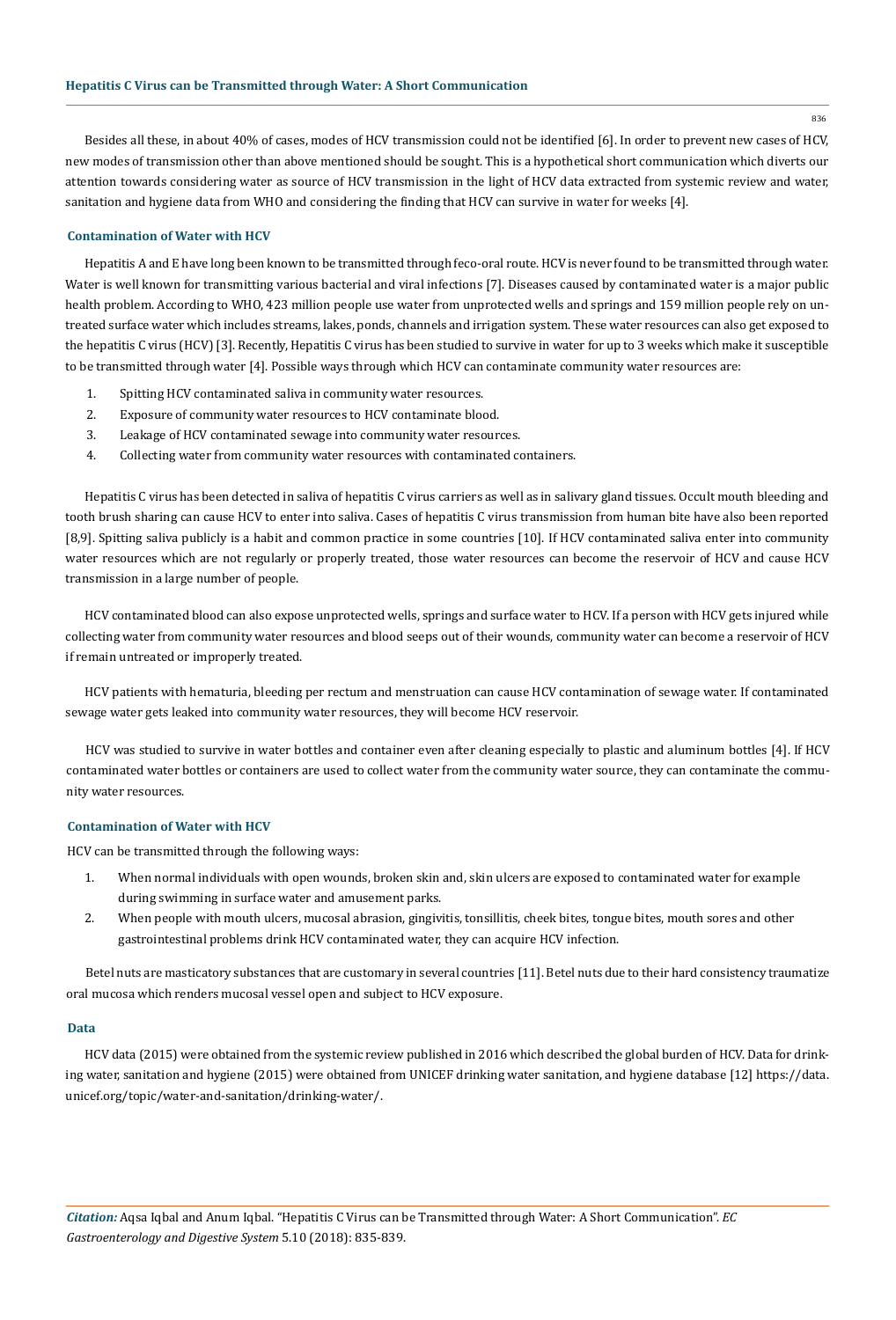Besides all these, in about 40% of cases, modes of HCV transmission could not be identified [6]. In order to prevent new cases of HCV, new modes of transmission other than above mentioned should be sought. This is a hypothetical short communication which diverts our attention towards considering water as source of HCV transmission in the light of HCV data extracted from systemic review and water, sanitation and hygiene data from WHO and considering the finding that HCV can survive in water for weeks [4].

### Contamination of Water with HCV

Hepatitis A and E have long been known to be transmitted through feco-oral route. HCV is never found to be transmitted through water. Water is well known for transmitting various bacterial and viral infections [7]. Diseases caused by contaminated water is a major public health problem. According to WHO, 423 million people use water from unprotected wells and springs and 159 million people rely on untreated surface water which includes streams, lakes, ponds, channels and irrigation system. These water resources can also get exposed to the hepatitis C virus (HCV) [3]. Recently, Hepatitis C virus has been studied to survive in water for up to 3 weeks which make it susceptible to be transmitted through water [4]. Possible ways through which HCV can contaminate community water resources are:

1. Spitting HCV contaminated saliva in community water resources.
2. Exposure of community water resources to HCV contaminate blood.
3. Leakage of HCV contaminated sewage into community water resources.
4. Collecting water from community water resources with contaminated containers.

Hepatitis C virus has been detected in saliva of hepatitis C virus carriers as well as in salivary gland tissues. Occult mouth bleeding and tooth brush sharing can cause HCV to enter into saliva. Cases of hepatitis C virus transmission from human bite have also been reported [8,9]. Spitting saliva publicly is a habit and common practice in some countries [10]. If HCV contaminated saliva enter into community water resources which are not regularly or properly treated, those water resources can become the reservoir of HCV and cause HCV transmission in a large number of people.

HCV contaminated blood can also expose unprotected wells, springs and surface water to HCV. If a person with HCV gets injured while collecting water from community water resources and blood seeps out of their wounds, community water can become a reservoir of HCV if remain untreated or improperly treated.

HCV patients with hematuria, bleeding per rectum and menstruation can cause HCV contamination of sewage water. If contaminated sewage water gets leaked into community water resources, they will become HCV reservoir.

HCV was studied to survive in water bottles and container even after cleaning especially to plastic and aluminum bottles [4]. If HCV contaminated water bottles or containers are used to collect water from the community water source, they can contaminate the community water resources.

### Contamination of Water with HCV

HCV can be transmitted through the following ways:

1. When normal individuals with open wounds, broken skin and, skin ulcers are exposed to contaminated water for example during swimming in surface water and amusement parks.
2. When people with mouth ulcers, mucosal abrasion, gingivitis, tonsillitis, cheek bites, tongue bites, mouth sores and other gastrointestinal problems drink HCV contaminated water, they can acquire HCV infection.

Betel nuts are masticatory substances that are customary in several countries [11]. Betel nuts due to their hard consistency traumatize oral mucosa which renders mucosal vessel open and subject to HCV exposure.

### Data

HCV data (2015) were obtained from the systemic review published in 2016 which described the global burden of HCV. Data for drinking water, sanitation and hygiene (2015) were obtained from UNICEF drinking water sanitation, and hygiene database [12] https://data.unicef.org/topic/water-and-sanitation/drinking-water/.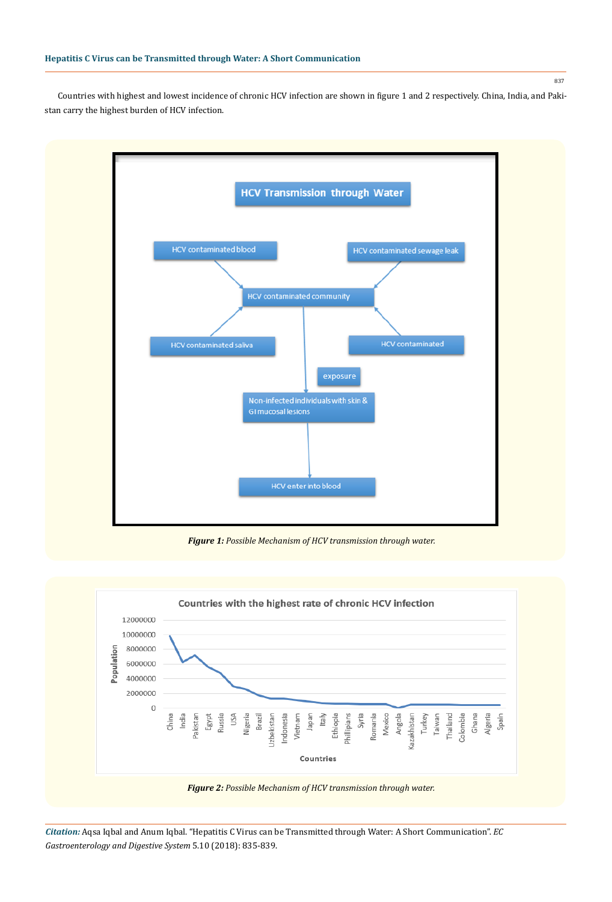Countries with highest and lowest incidence of chronic HCV infection are shown in figure 1 and 2 respectively. China, India, and Pakistan carry the highest burden of HCV infection.

*Figure 1: Possible Mechanism of HCV transmission through water.*

*Figure 2: Possible Mechanism of HCV transmission through water.*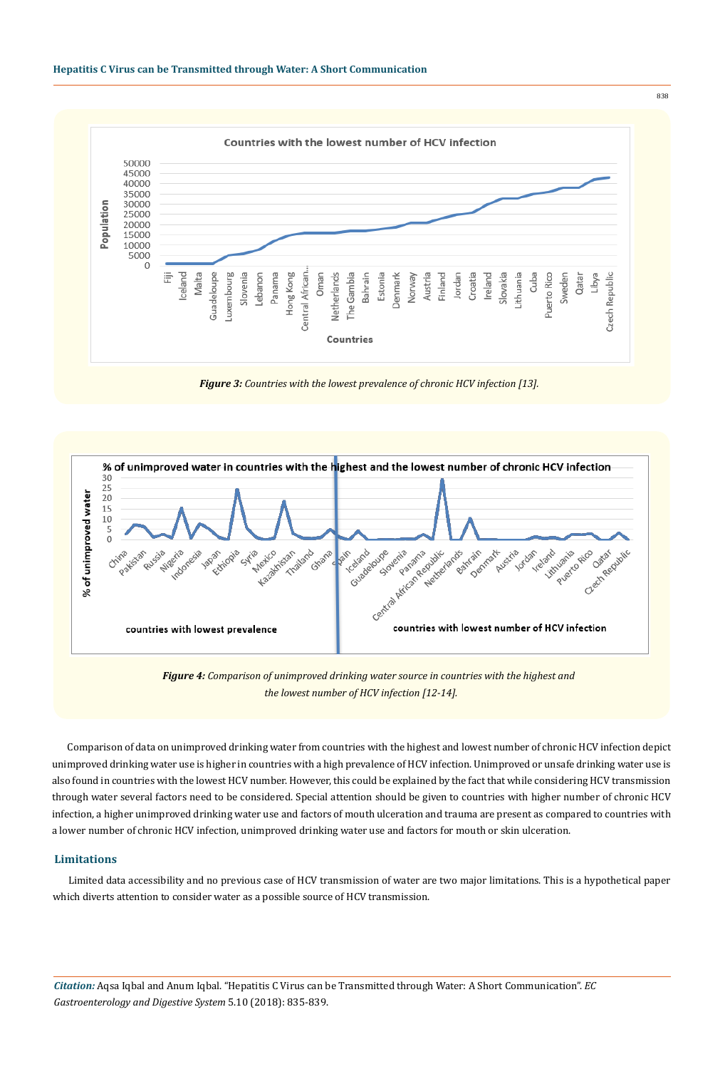*Figure 3: Countries with the lowest prevalence of chronic HCV infection [13].*

*Figure 4: Comparison of unimproved drinking water source in countries with the highest and the lowest number of HCV infection [12-14].*

Comparison of data on unimproved drinking water from countries with the highest and lowest number of chronic HCV infection depict unimproved drinking water use is higher in countries with a high prevalence of HCV infection. Unimproved or unsafe drinking water use is also found in countries with the lowest HCV number. However, this could be explained by the fact that while considering HCV transmission through water several factors need to be considered. Special attention should be given to countries with higher number of chronic HCV infection, a higher unimproved drinking water use and factors of mouth ulceration and trauma are present as compared to countries with a lower number of chronic HCV infection, unimproved drinking water use and factors for mouth or skin ulceration.

## Limitations

Limited data accessibility and no previous case of HCV transmission of water are two major limitations. This is a hypothetical paper which diverts attention to consider water as a possible source of HCV transmission.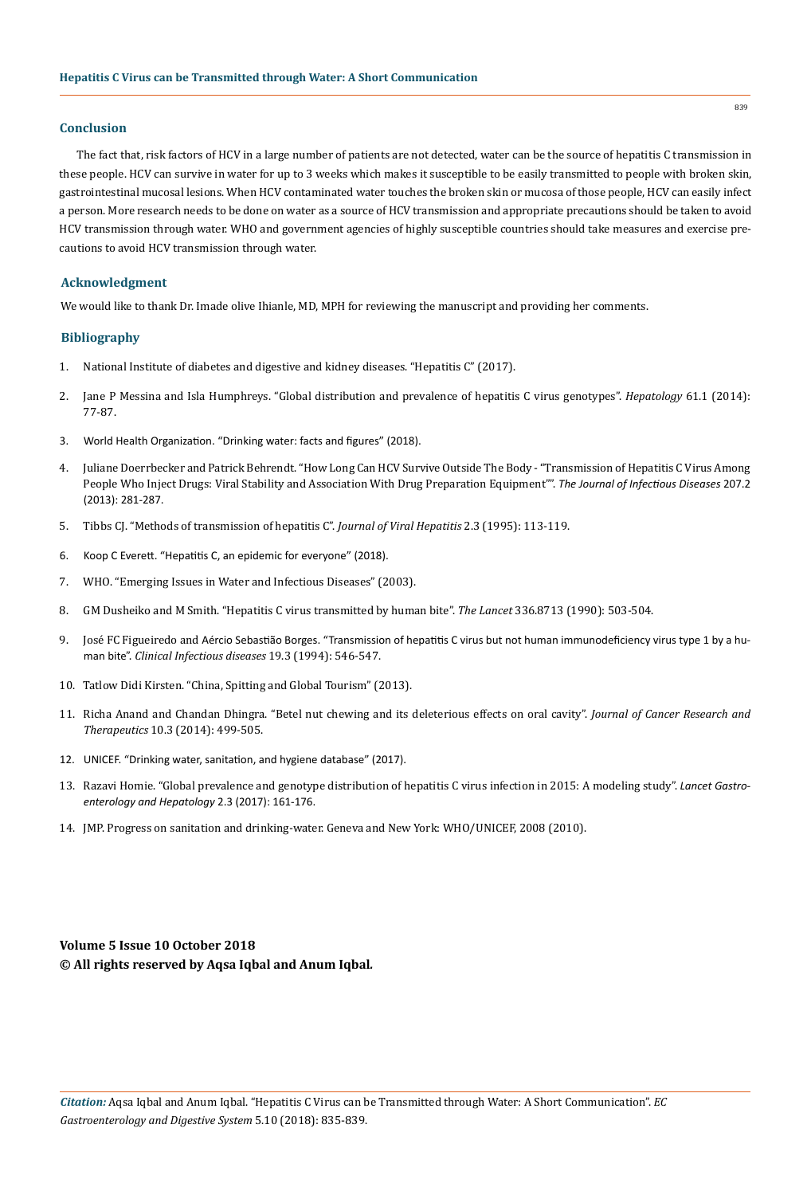## Conclusion

The fact that, risk factors of HCV in a large number of patients are not detected, water can be the source of hepatitis C transmission in these people. HCV can survive in water for up to 3 weeks which makes it susceptible to be easily transmitted to people with broken skin, gastrointestinal mucosal lesions. When HCV contaminated water touches the broken skin or mucosa of those people, HCV can easily infect a person. More research needs to be done on water as a source of HCV transmission and appropriate precautions should be taken to avoid HCV transmission through water. WHO and government agencies of highly susceptible countries should take measures and exercise precautions to avoid HCV transmission through water.

## Acknowledgment

We would like to thank Dr. Imade olive Ihianle, MD, MPH for reviewing the manuscript and providing her comments.

## Bibliography

1. National Institute of diabetes and digestive and kidney diseases. "Hepatitis C" (2017).
2. Jane P Messina and Isla Humphreys. "Global distribution and prevalence of hepatitis C virus genotypes". *Hepatology* 61.1 (2014): 77-87.
3. World Health Organization. "Drinking water: facts and figures" (2018).
4. Juliane Doerrbecker and Patrick Behrendt. "How Long Can HCV Survive Outside The Body - "Transmission of Hepatitis C Virus Among People Who Inject Drugs: Viral Stability and Association With Drug Preparation Equipment"". *The Journal of Infectious Diseases* 207.2 (2013): 281-287.
5. Tibbs CJ. "Methods of transmission of hepatitis C". *Journal of Viral Hepatitis* 2.3 (1995): 113-119.
6. Koop C Everett. "Hepatitis C, an epidemic for everyone" (2018).
7. WHO. "Emerging Issues in Water and Infectious Diseases" (2003).
8. GM Dusheiko and M Smith. "Hepatitis C virus transmitted by human bite". *The Lancet* 336.8713 (1990): 503-504.
9. José FC Figueiredo and Aércio Sebastião Borges. "Transmission of hepatitis C virus but not human immunodeficiency virus type 1 by a human bite". *Clinical Infectious diseases* 19.3 (1994): 546-547.
10. Tatlow Didi Kirsten. "China, Spitting and Global Tourism" (2013).
11. Richa Anand and Chandan Dhingra. "Betel nut chewing and its deleterious effects on oral cavity". *Journal of Cancer Research and Therapeutics* 10.3 (2014): 499-505.
12. UNICEF. "Drinking water, sanitation, and hygiene database" (2017).
13. Razavi Homie. "Global prevalence and genotype distribution of hepatitis C virus infection in 2015: A modeling study". *Lancet Gastroenterology and Hepatology* 2.3 (2017): 161-176.
14. JMP. Progress on sanitation and drinking-water. Geneva and New York: WHO/UNICEF, 2008 (2010).

**Volume 5 Issue 10 October 2018**
**© All rights reserved by Aqsa Iqbal and Anum Iqbal.**